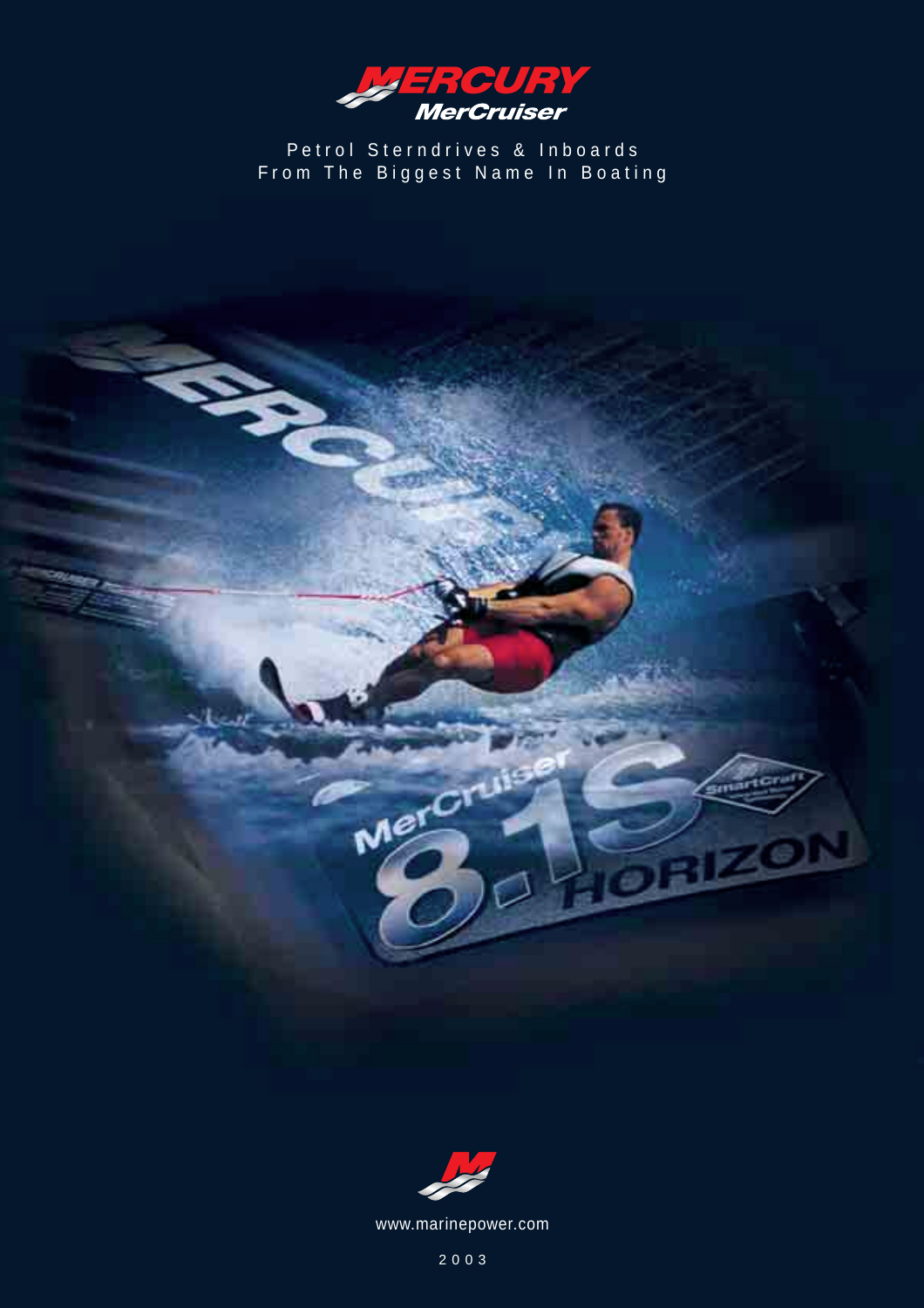# MERCURY MerCruiser

Petrol Sterndrives & Inboards
From The Biggest Name In Boating

www.marinepower.com

2003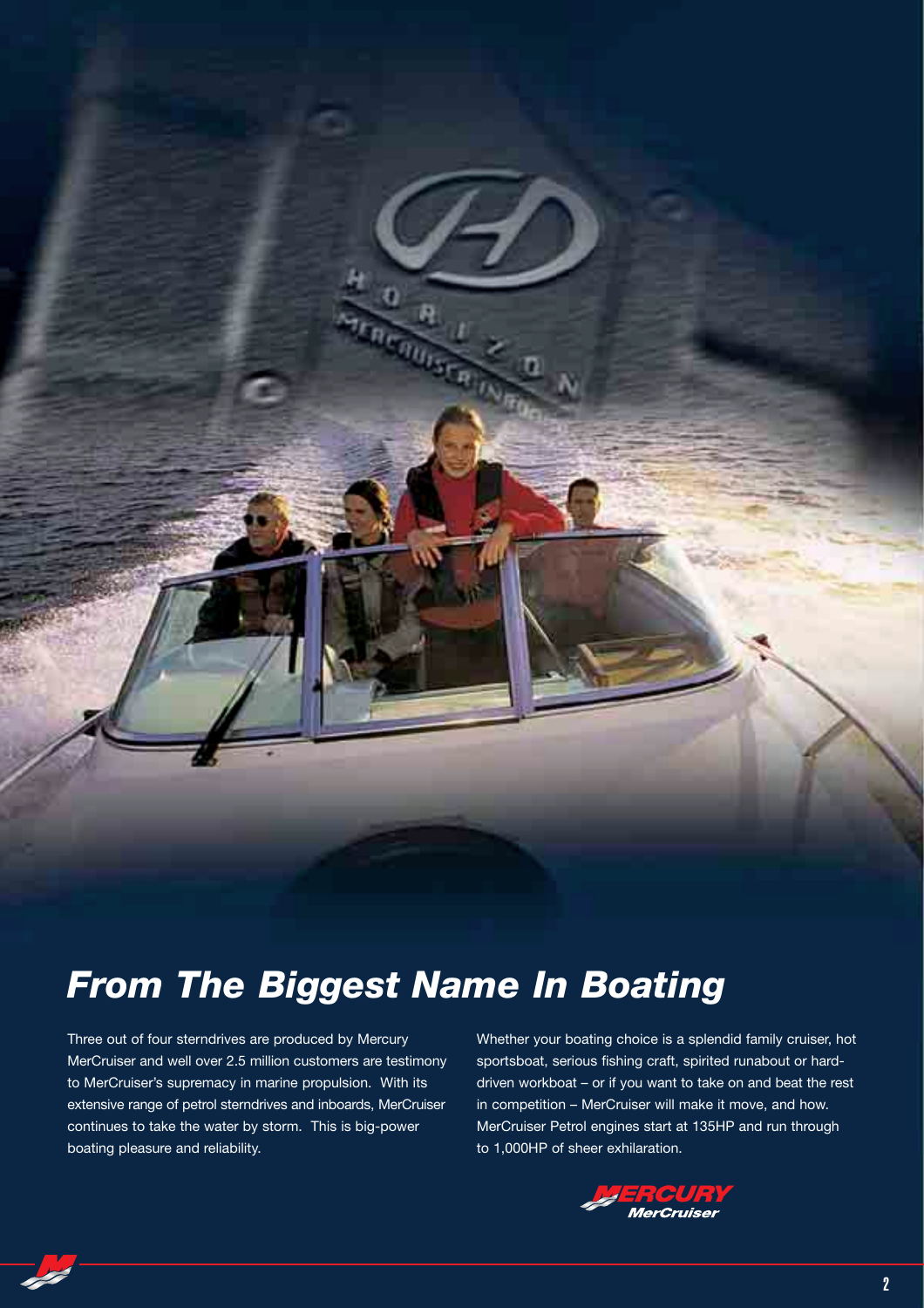## *From The Biggest Name In Boating*

Three out of four sterndrives are produced by Mercury MerCruiser and well over 2.5 million customers are testimony to MerCruiser's supremacy in marine propulsion. With its extensive range of petrol sterndrives and inboards, MerCruiser continues to take the water by storm. This is big-power boating pleasure and reliability.

Whether your boating choice is a splendid family cruiser, hot sportsboat, serious fishing craft, spirited runabout or hard-driven workboat – or if you want to take on and beat the rest in competition – MerCruiser will make it move, and how. MerCruiser Petrol engines start at 135HP and run through to 1,000HP of sheer exhilaration.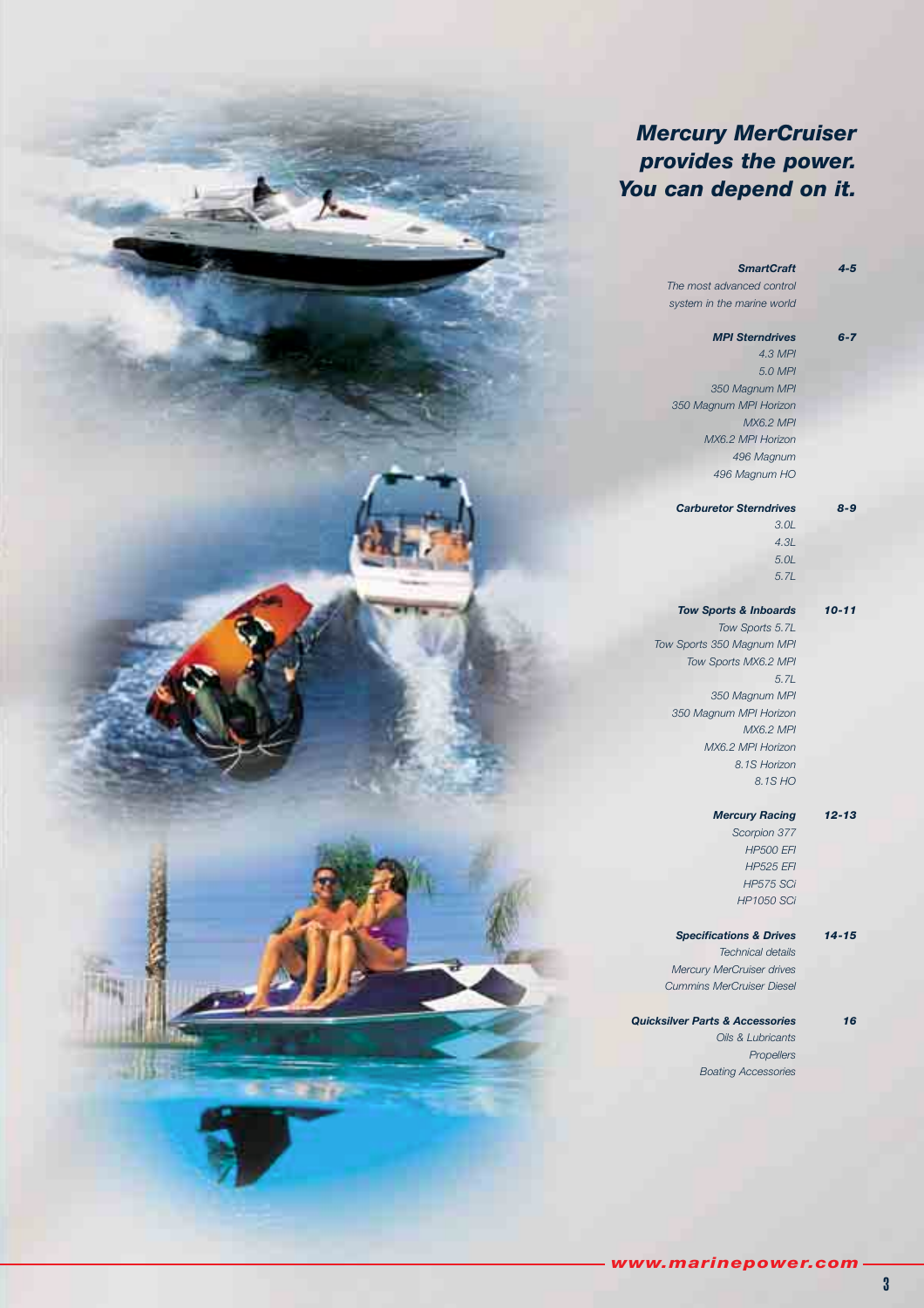# *Mercury MerCruiser provides the power. You can depend on it.*

***SmartCraft*** ***4-5***
*The most advanced control system in the marine world*

***MPI Sterndrives*** ***6-7***
*4.3 MPI*
*5.0 MPI*
*350 Magnum MPI*
*350 Magnum MPI Horizon*
*MX6.2 MPI*
*MX6.2 MPI Horizon*
*496 Magnum*
*496 Magnum HO*

***Carburetor Sterndrives*** ***8-9***
*3.0L*
*4.3L*
*5.0L*
*5.7L*

***Tow Sports & Inboards*** ***10-11***
*Tow Sports 5.7L*
*Tow Sports 350 Magnum MPI*
*Tow Sports MX6.2 MPI*
*5.7L*
*350 Magnum MPI*
*350 Magnum MPI Horizon*
*MX6.2 MPI*
*MX6.2 MPI Horizon*
*8.1S Horizon*
*8.1S HO*

***Mercury Racing*** ***12-13***
*Scorpion 377*
*HP500 EFI*
*HP525 EFI*
*HP575 SCi*
*HP1050 SCi*

***Specifications & Drives*** ***14-15***
*Technical details*
*Mercury MerCruiser drives*
*Cummins MerCruiser Diesel*

***Quicksilver Parts & Accessories*** ***16***
*Oils & Lubricants*
*Propellers*
*Boating Accessories*

***www.marinepower.com***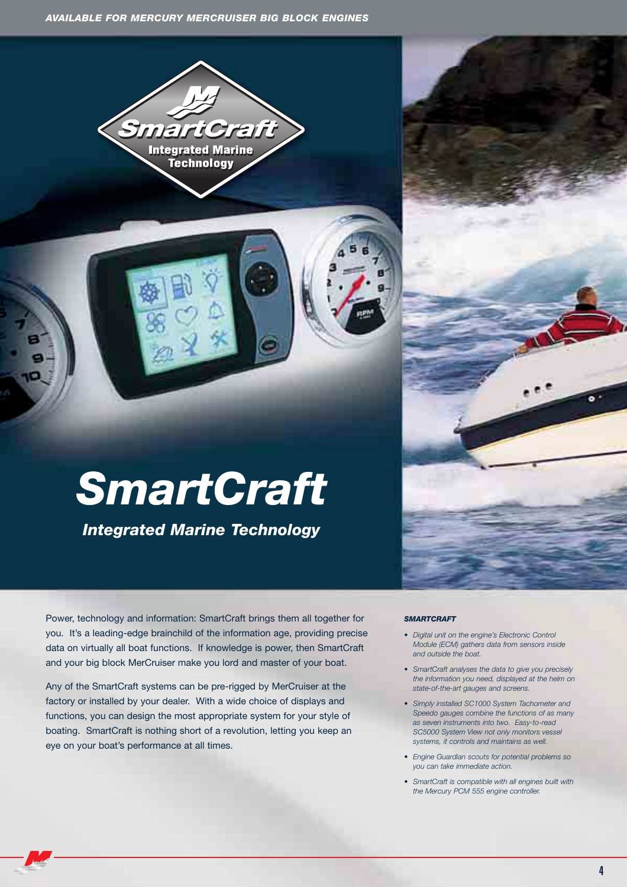*AVAILABLE FOR MERCURY MERCRUISER BIG BLOCK ENGINES*

# SmartCraft

### *Integrated Marine Technology*

Power, technology and information: SmartCraft brings them all together for you. It's a leading-edge brainchild of the information age, providing precise data on virtually all boat functions. If knowledge is power, then SmartCraft and your big block MerCruiser make you lord and master of your boat.

Any of the SmartCraft systems can be pre-rigged by MerCruiser at the factory or installed by your dealer. With a wide choice of displays and functions, you can design the most appropriate system for your style of boating. SmartCraft is nothing short of a revolution, letting you keep an eye on your boat's performance at all times.

***SMARTCRAFT***

- *Digital unit on the engine's Electronic Control Module (ECM) gathers data from sensors inside and outside the boat.*
- *SmartCraft analyses the data to give you precisely the information you need, displayed at the helm on state-of-the-art gauges and screens.*
- *Simply installed SC1000 System Tachometer and Speedo gauges combine the functions of as many as seven instruments into two. Easy-to-read SC5000 System View not only monitors vessel systems, it controls and maintains as well.*
- *Engine Guardian scouts for potential problems so you can take immediate action.*
- *SmartCraft is compatible with all engines built with the Mercury PCM 555 engine controller.*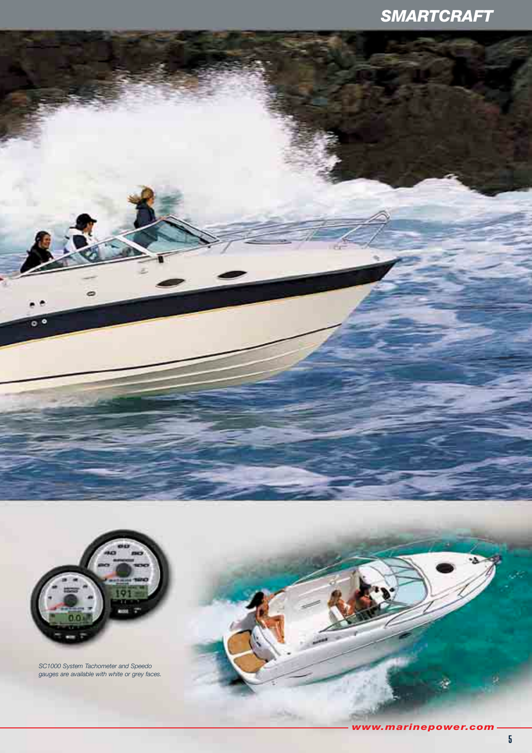*SC1000 System Tachometer and Speedo gauges are available with white or grey faces.*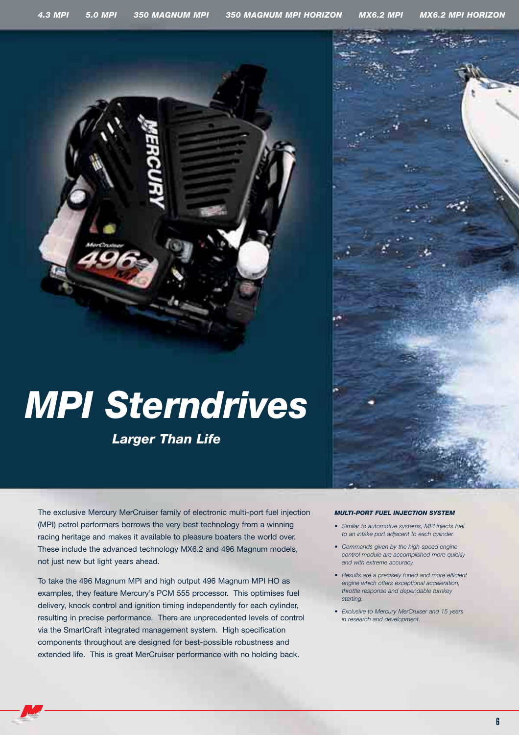# MPI Sterndrives

## Larger Than Life

The exclusive Mercury MerCruiser family of electronic multi-port fuel injection (MPI) petrol performers borrows the very best technology from a winning racing heritage and makes it available to pleasure boaters the world over. These include the advanced technology MX6.2 and 496 Magnum models, not just new but light years ahead.

To take the 496 Magnum MPI and high output 496 Magnum MPI HO as examples, they feature Mercury's PCM 555 processor. This optimises fuel delivery, knock control and ignition timing independently for each cylinder, resulting in precise performance. There are unprecedented levels of control via the SmartCraft integrated management system. High specification components throughout are designed for best-possible robustness and extended life. This is great MerCruiser performance with no holding back.

***MULTI-PORT FUEL INJECTION SYSTEM***

- *Similar to automotive systems, MPI injects fuel to an intake port adjacent to each cylinder.*
- *Commands given by the high-speed engine control module are accomplished more quickly and with extreme accuracy.*
- *Results are a precisely tuned and more efficient engine which offers exceptional acceleration, throttle response and dependable turnkey starting.*
- *Exclusive to Mercury MerCruiser and 15 years in research and development.*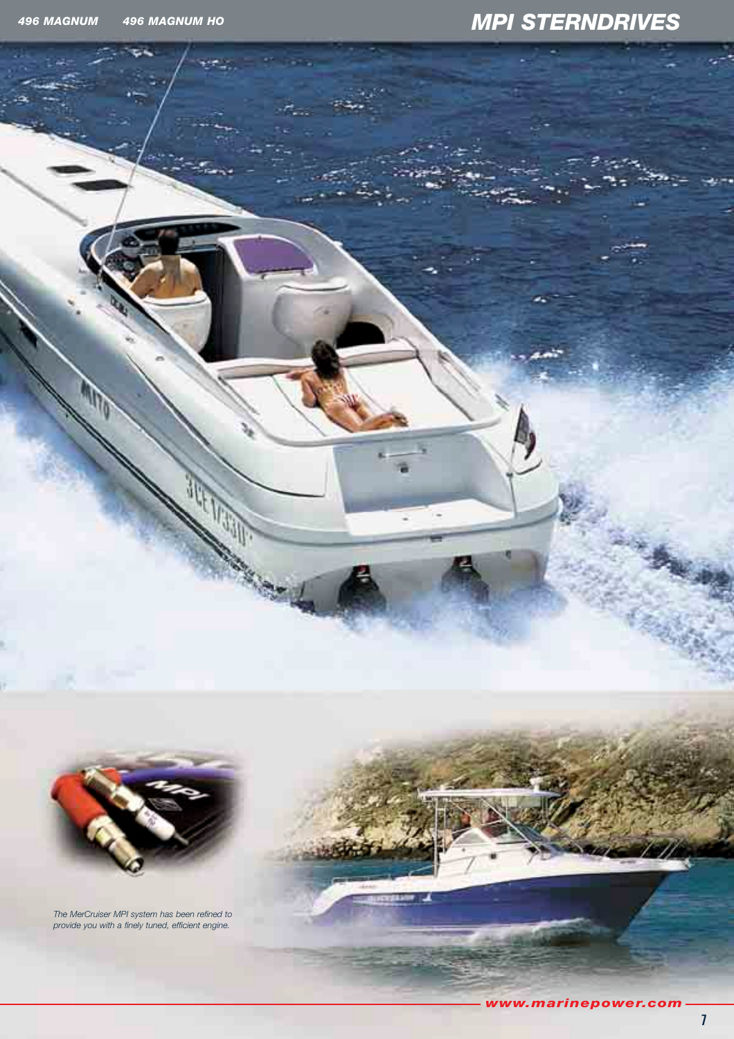The MerCruiser MPI system has been refined to provide you with a finely tuned, efficient engine.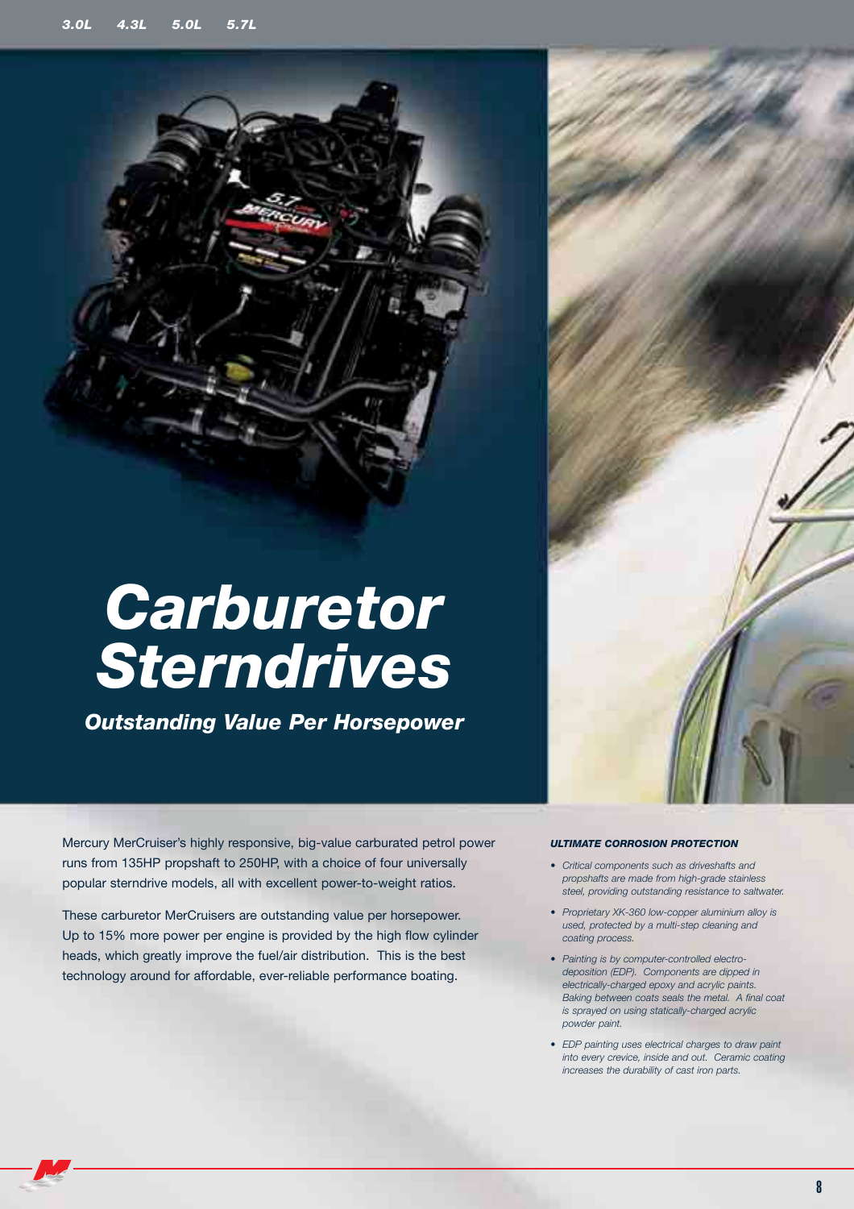3.0L 4.3L 5.0L 5.7L

# Carburetor Sterndrives

## Outstanding Value Per Horsepower

Mercury MerCruiser's highly responsive, big-value carburated petrol power runs from 135HP propshaft to 250HP, with a choice of four universally popular sterndrive models, all with excellent power-to-weight ratios.

These carburetor MerCruisers are outstanding value per horsepower. Up to 15% more power per engine is provided by the high flow cylinder heads, which greatly improve the fuel/air distribution. This is the best technology around for affordable, ever-reliable performance boating.

### *ULTIMATE CORROSION PROTECTION*

- *Critical components such as driveshafts and propshafts are made from high-grade stainless steel, providing outstanding resistance to saltwater.*
- *Proprietary XK-360 low-copper aluminium alloy is used, protected by a multi-step cleaning and coating process.*
- *Painting is by computer-controlled electro-deposition (EDP). Components are dipped in electrically-charged epoxy and acrylic paints. Baking between coats seals the metal. A final coat is sprayed on using statically-charged acrylic powder paint.*
- *EDP painting uses electrical charges to draw paint into every crevice, inside and out. Ceramic coating increases the durability of cast iron parts.*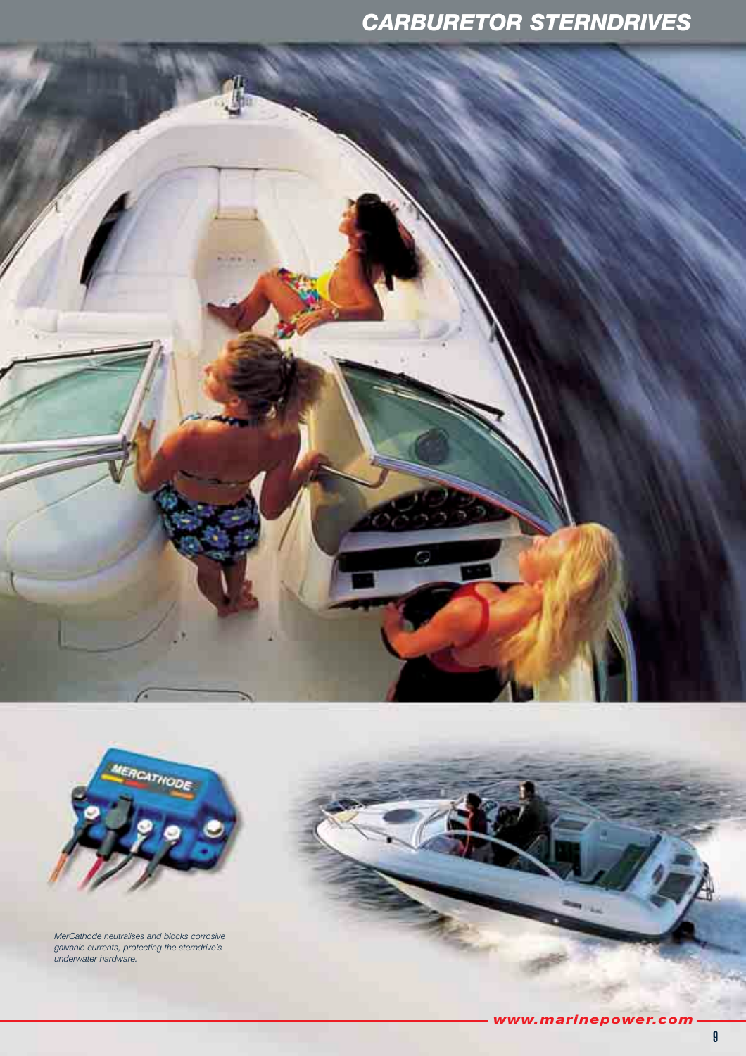# CARBURETOR STERNDRIVES

*MerCathode neutralises and blocks corrosive galvanic currents, protecting the sterndrive's underwater hardware.*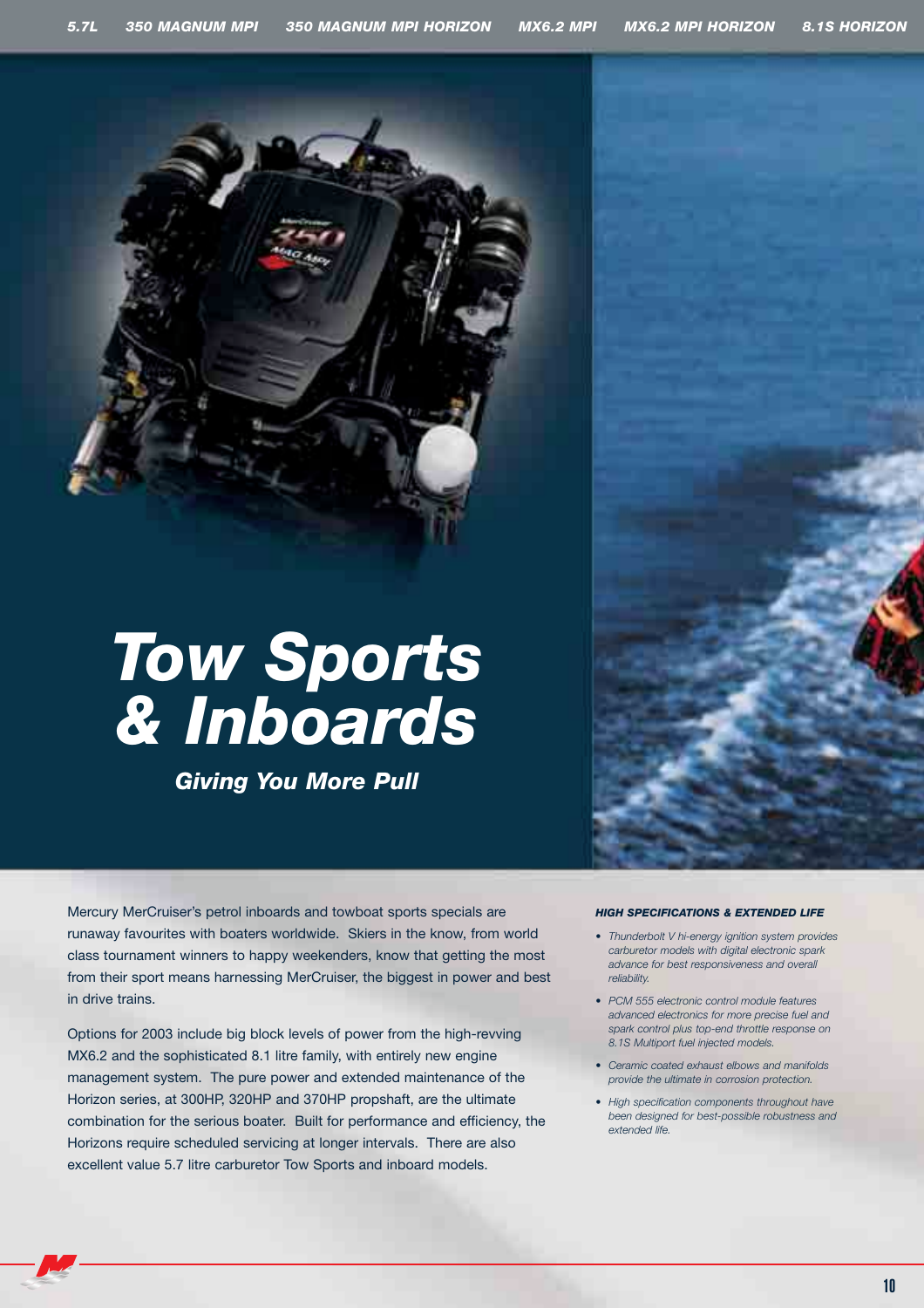# Tow Sports & Inboards

## Giving You More Pull

Mercury MerCruiser's petrol inboards and towboat sports specials are runaway favourites with boaters worldwide. Skiers in the know, from world class tournament winners to happy weekenders, know that getting the most from their sport means harnessing MerCruiser, the biggest in power and best in drive trains.

Options for 2003 include big block levels of power from the high-revving MX6.2 and the sophisticated 8.1 litre family, with entirely new engine management system. The pure power and extended maintenance of the Horizon series, at 300HP, 320HP and 370HP propshaft, are the ultimate combination for the serious boater. Built for performance and efficiency, the Horizons require scheduled servicing at longer intervals. There are also excellent value 5.7 litre carburetor Tow Sports and inboard models.

### *HIGH SPECIFICATIONS & EXTENDED LIFE*

- *Thunderbolt V hi-energy ignition system provides carburetor models with digital electronic spark advance for best responsiveness and overall reliability.*
- *PCM 555 electronic control module features advanced electronics for more precise fuel and spark control plus top-end throttle response on 8.1S Multiport fuel injected models.*
- *Ceramic coated exhaust elbows and manifolds provide the ultimate in corrosion protection.*
- *High specification components throughout have been designed for best-possible robustness and extended life.*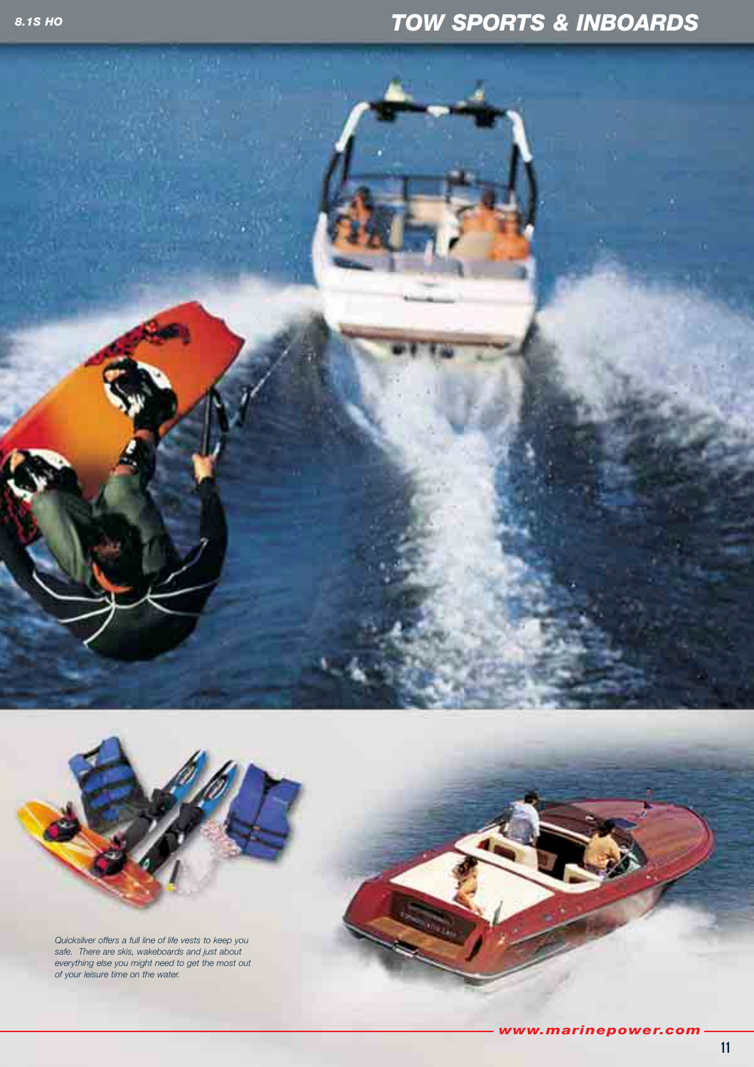*Quicksilver offers a full line of life vests to keep you safe. There are skis, wakeboards and just about everything else you might need to get the most out of your leisure time on the water.*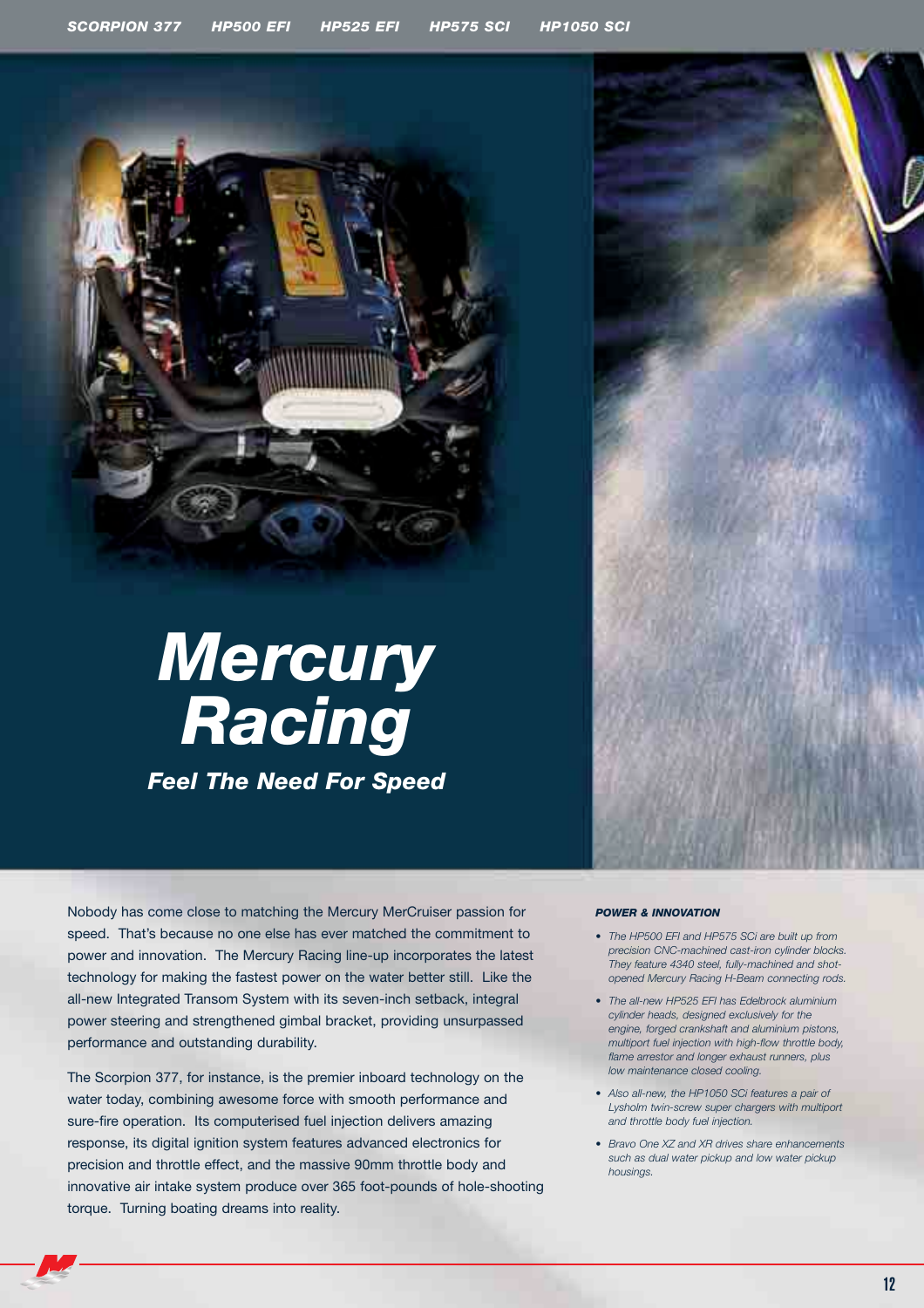SCORPION 377    HP500 EFI    HP525 EFI    HP575 SCI    HP1050 SCI

# Mercury Racing

## *Feel The Need For Speed*

Nobody has come close to matching the Mercury MerCruiser passion for speed. That's because no one else has ever matched the commitment to power and innovation. The Mercury Racing line-up incorporates the latest technology for making the fastest power on the water better still. Like the all-new Integrated Transom System with its seven-inch setback, integral power steering and strengthened gimbal bracket, providing unsurpassed performance and outstanding durability.

The Scorpion 377, for instance, is the premier inboard technology on the water today, combining awesome force with smooth performance and sure-fire operation. Its computerised fuel injection delivers amazing response, its digital ignition system features advanced electronics for precision and throttle effect, and the massive 90mm throttle body and innovative air intake system produce over 365 foot-pounds of hole-shooting torque. Turning boating dreams into reality.

### ***POWER & INNOVATION***

- *The HP500 EFI and HP575 SCi are built up from precision CNC-machined cast-iron cylinder blocks. They feature 4340 steel, fully-machined and shot-opened Mercury Racing H-Beam connecting rods.*
- *The all-new HP525 EFI has Edelbrock aluminium cylinder heads, designed exclusively for the engine, forged crankshaft and aluminium pistons, multiport fuel injection with high-flow throttle body, flame arrestor and longer exhaust runners, plus low maintenance closed cooling.*
- *Also all-new, the HP1050 SCi features a pair of Lysholm twin-screw super chargers with multiport and throttle body fuel injection.*
- *Bravo One XZ and XR drives share enhancements such as dual water pickup and low water pickup housings.*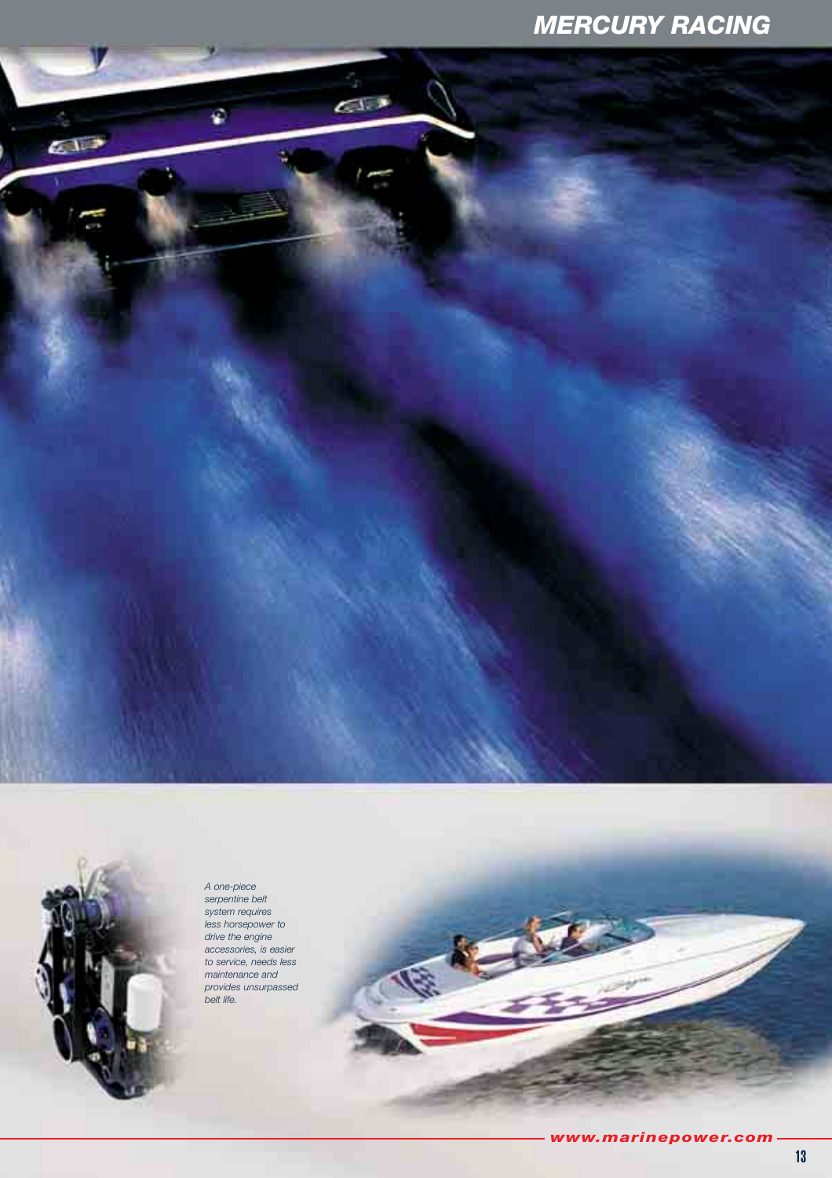*A one-piece serpentine belt system requires less horsepower to drive the engine accessories, is easier to service, needs less maintenance and provides unsurpassed belt life.*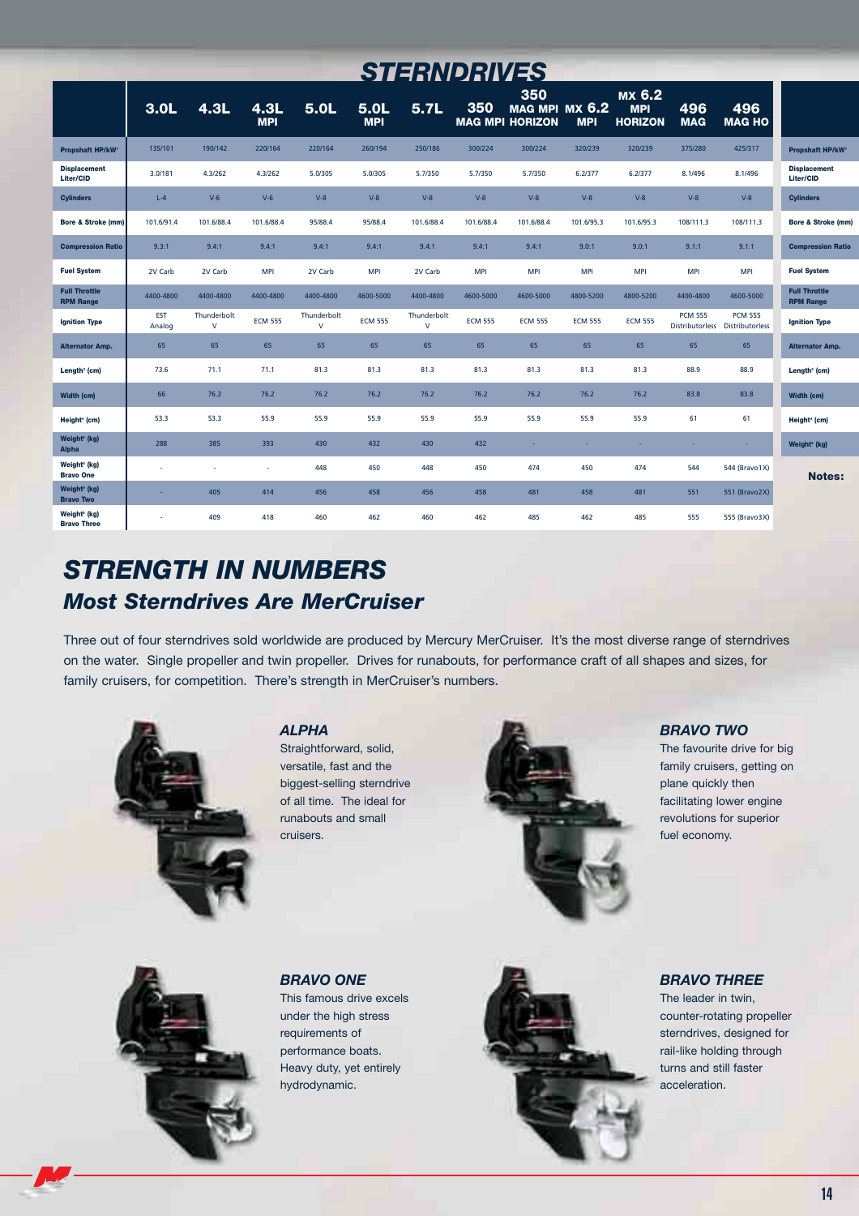# STERNDRIVES

| | 3.0L | 4.3L | 4.3L MPI | 5.0L | 5.0L MPI | 5.7L | 350 MAG MPI | 350 MAG MPI HORIZON | MX 6.2 MPI | MX 6.2 MPI HORIZON | 496 MAG | 496 MAG HO |
|---|---|---|---|---|---|---|---|---|---|---|---|---|
| Propshaft HP/kW[1] | 135/101 | 190/142 | 220/164 | 220/164 | 260/194 | 250/186 | 300/224 | 300/224 | 320/239 | 320/239 | 375/280 | 425/317 |
| Displacement Liter/CID | 3.0/181 | 4.3/262 | 4.3/262 | 5.0/305 | 5.0/305 | 5.7/350 | 5.7/350 | 5.7/350 | 6.2/377 | 6.2/377 | 8.1/496 | 8.1/496 |
| Cylinders | L-4 | V-6 | V-6 | V-8 | V-8 | V-8 | V-8 | V-8 | V-8 | V-8 | V-8 | V-8 |
| Bore & Stroke (mm) | 101.6/91.4 | 101.6/88.4 | 101.6/88.4 | 95/88.4 | 95/88.4 | 101.6/88.4 | 101.6/88.4 | 101.6/88.4 | 101.6/95.3 | 101.6/95.3 | 108/111.3 | 108/111.3 |
| Compression Ratio | 9.3:1 | 9.4:1 | 9.4:1 | 9.4:1 | 9.4:1 | 9.4:1 | 9.4:1 | 9.4:1 | 9.0:1 | 9.0:1 | 9.1:1 | 9.1:1 |
| Fuel System | 2V Carb | 2V Carb | MPI | 2V Carb | MPI | 2V Carb | MPI | MPI | MPI | MPI | MPI | MPI |
| Full Throttle RPM Range | 4400-4800 | 4400-4800 | 4400-4800 | 4400-4800 | 4600-5000 | 4400-4800 | 4600-5000 | 4600-5000 | 4800-5200 | 4800-5200 | 4400-4800 | 4600-5000 |
| Ignition Type | EST Analog | Thunderbolt V | ECM 555 | Thunderbolt V | ECM 555 | Thunderbolt V | ECM 555 | ECM 555 | ECM 555 | ECM 555 | PCM 555 Distributorless | PCM 555 Distributorless |
| Alternator Amp. | 65 | 65 | 65 | 65 | 65 | 65 | 65 | 65 | 65 | 65 | 65 | 65 |
| Length[1] (cm) | 73.6 | 71.1 | 71.1 | 81.3 | 81.3 | 81.3 | 81.3 | 81.3 | 81.3 | 81.3 | 88.9 | 88.9 |
| Width (cm) | 66 | 76.2 | 76.2 | 76.2 | 76.2 | 76.2 | 76.2 | 76.2 | 76.2 | 76.2 | 83.8 | 83.8 |
| Height[1] (cm) | 53.3 | 53.3 | 55.9 | 55.9 | 55.9 | 55.9 | 55.9 | 55.9 | 55.9 | 55.9 | 61 | 61 |
| Weight[1] (kg) Alpha | 288 | 385 | 393 | 430 | 432 | 430 | 432 | - | - | - | - | - |
| Weight[1] (kg) Bravo One | - | - | - | 448 | 450 | 448 | 450 | 474 | 450 | 474 | 544 | 544 (Bravo1X) |
| Weight[1] (kg) Bravo Two | - | 405 | 414 | 456 | 458 | 456 | 458 | 481 | 458 | 481 | 551 | 551 (Bravo2X) |
| Weight[1] (kg) Bravo Three | - | 409 | 418 | 460 | 462 | 460 | 462 | 485 | 462 | 485 | 555 | 555 (Bravo3X) |

**Notes:**

# STRENGTH IN NUMBERS

## *Most Sterndrives Are MerCruiser*

Three out of four sterndrives sold worldwide are produced by Mercury MerCruiser. It's the most diverse range of sterndrives on the water. Single propeller and twin propeller. Drives for runabouts, for performance craft of all shapes and sizes, for family cruisers, for competition. There's strength in MerCruiser's numbers.

### *ALPHA*

Straightforward, solid, versatile, fast and the biggest-selling sterndrive of all time. The ideal for runabouts and small cruisers.

### *BRAVO TWO*

The favourite drive for big family cruisers, getting on plane quickly then facilitating lower engine revolutions for superior fuel economy.

### *BRAVO ONE*

This famous drive excels under the high stress requirements of performance boats. Heavy duty, yet entirely hydrodynamic.

### *BRAVO THREE*

The leader in twin, counter-rotating propeller sterndrives, designed for rail-like holding through turns and still faster acceleration.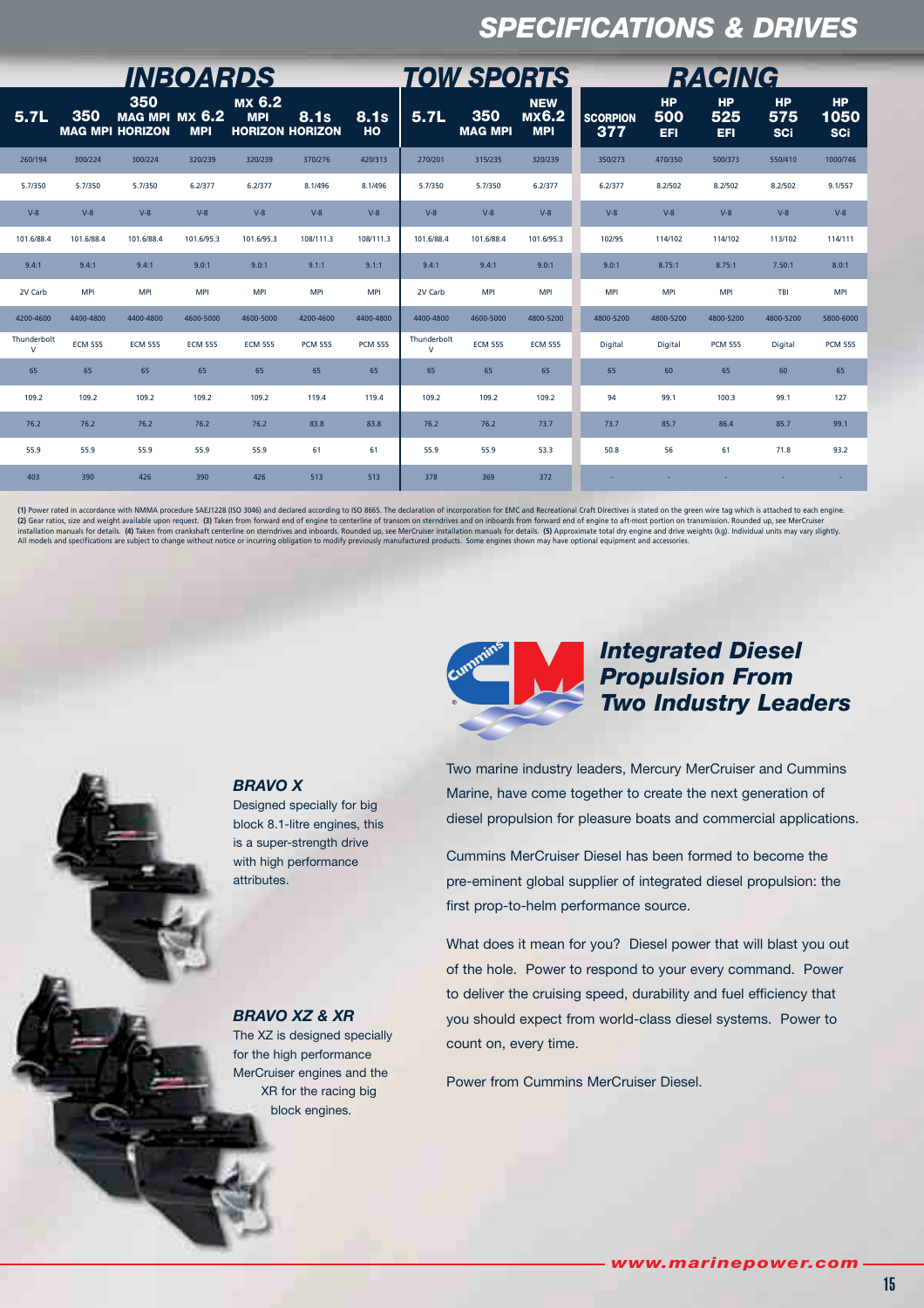# SPECIFICATIONS & DRIVES

| INBOARDS | | | | | | | TOW SPORTS | | | RACING | | | | |
|---|---|---|---|---|---|---|---|---|---|---|---|---|---|---|
| 5.7L | 350 MAG MPI | 350 MAG MPI HORIZON | MX 6.2 MPI | MX 6.2 MPI HORIZON | 8.1s HORIZON | 8.1s HO | 5.7L | 350 MAG MPI | NEW MX6.2 MPI | SCORPION 377 | HP 500 EFI | HP 525 EFI | HP 575 SCi | HP 1050 SCi |
| 260/194 | 300/224 | 300/224 | 320/239 | 320/239 | 370/276 | 420/313 | 270/201 | 315/235 | 320/239 | 350/273 | 470/350 | 500/373 | 550/410 | 1000/746 |
| 5.7/350 | 5.7/350 | 5.7/350 | 6.2/377 | 6.2/377 | 8.1/496 | 8.1/496 | 5.7/350 | 5.7/350 | 6.2/377 | 6.2/377 | 8.2/502 | 8.2/502 | 8.2/502 | 9.1/557 |
| V-8 | V-8 | V-8 | V-8 | V-8 | V-8 | V-8 | V-8 | V-8 | V-8 | V-8 | V-8 | V-8 | V-8 | V-8 |
| 101.6/88.4 | 101.6/88.4 | 101.6/88.4 | 101.6/95.3 | 101.6/95.3 | 108/111.3 | 108/111.3 | 101.6/88.4 | 101.6/88.4 | 101.6/95.3 | 102/95 | 114/102 | 114/102 | 113/102 | 114/111 |
| 9.4:1 | 9.4:1 | 9.4:1 | 9.0:1 | 9.0:1 | 9.1:1 | 9.1:1 | 9.4:1 | 9.4:1 | 9.0:1 | 9.0:1 | 8.75:1 | 8.75:1 | 7.50:1 | 8.0:1 |
| 2V Carb | MPI | MPI | MPI | MPI | MPI | MPI | 2V Carb | MPI | MPI | MPI | MPI | MPI | TBI | MPI |
| 4200-4600 | 4400-4800 | 4400-4800 | 4600-5000 | 4600-5000 | 4200-4600 | 4400-4800 | 4400-4800 | 4600-5000 | 4800-5200 | 4800-5200 | 4800-5200 | 4800-5200 | 4800-5200 | 5800-6000 |
| Thunderbolt V | ECM 555 | ECM 555 | ECM 555 | ECM 555 | PCM 555 | PCM 555 | Thunderbolt V | ECM 555 | ECM 555 | Digital | Digital | PCM 555 | Digital | PCM 555 |
| 65 | 65 | 65 | 65 | 65 | 65 | 65 | 65 | 65 | 65 | 65 | 60 | 65 | 60 | 65 |
| 109.2 | 109.2 | 109.2 | 109.2 | 109.2 | 119.4 | 119.4 | 109.2 | 109.2 | 109.2 | 94 | 99.1 | 100.3 | 99.1 | 127 |
| 76.2 | 76.2 | 76.2 | 76.2 | 76.2 | 83.8 | 83.8 | 76.2 | 76.2 | 73.7 | 73.7 | 85.7 | 86.4 | 85.7 | 99.1 |
| 55.9 | 55.9 | 55.9 | 55.9 | 55.9 | 61 | 61 | 55.9 | 55.9 | 53.3 | 50.8 | 56 | 61 | 71.8 | 93.2 |
| 403 | 390 | 426 | 390 | 426 | 513 | 513 | 378 | 369 | 372 | - | - | - | - | - |

**(1)** Power rated in accordance with NMMA procedure SAEJ1228 (ISO 3046) and declared according to ISO 8665. The declaration of incorporation for EMC and Recreational Craft Directives is stated on the green wire tag which is attached to each engine. **(2)** Gear ratios, size and weight available upon request. **(3)** Taken from forward end of engine to centerline of transom on sterndrives and on inboards from forward end of engine to aft-most portion on transmission. Rounded up, see MerCruiser installation manuals for details. **(4)** Taken from crankshaft centerline on sterndrives and inboards. Rounded up, see MerCruiser installation manuals for details. **(5)** Approximate total dry engine and drive weights (kg). Individual units may vary slightly. All models and specifications are subject to change without notice or incurring obligation to modify previously manufactured products. Some engines shown may have optional equipment and accessories.

### BRAVO X

Designed specially for big block 8.1-litre engines, this is a super-strength drive with high performance attributes.

### BRAVO XZ & XR

The XZ is designed specially for the high performance MerCruiser engines and the XR for the racing big block engines.

## Integrated Diesel Propulsion From Two Industry Leaders

Two marine industry leaders, Mercury MerCruiser and Cummins Marine, have come together to create the next generation of diesel propulsion for pleasure boats and commercial applications.

Cummins MerCruiser Diesel has been formed to become the pre-eminent global supplier of integrated diesel propulsion: the first prop-to-helm performance source.

What does it mean for you? Diesel power that will blast you out of the hole. Power to respond to your every command. Power to deliver the cruising speed, durability and fuel efficiency that you should expect from world-class diesel systems. Power to count on, every time.

Power from Cummins MerCruiser Diesel.

www.marinepower.com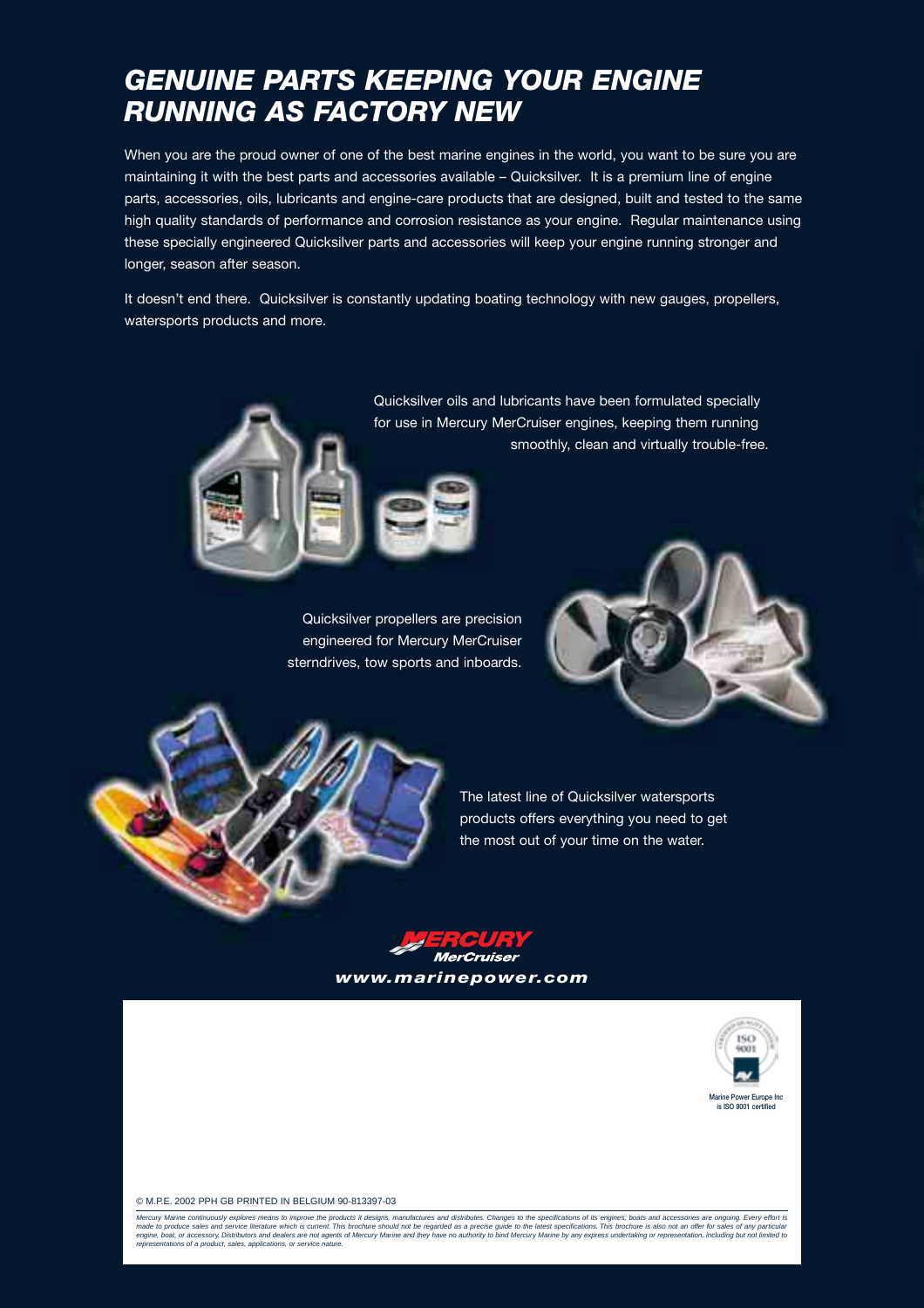# GENUINE PARTS KEEPING YOUR ENGINE RUNNING AS FACTORY NEW

When you are the proud owner of one of the best marine engines in the world, you want to be sure you are maintaining it with the best parts and accessories available – Quicksilver. It is a premium line of engine parts, accessories, oils, lubricants and engine-care products that are designed, built and tested to the same high quality standards of performance and corrosion resistance as your engine. Regular maintenance using these specially engineered Quicksilver parts and accessories will keep your engine running stronger and longer, season after season.

It doesn't end there. Quicksilver is constantly updating boating technology with new gauges, propellers, watersports products and more.

Quicksilver oils and lubricants have been formulated specially for use in Mercury MerCruiser engines, keeping them running smoothly, clean and virtually trouble-free.

Quicksilver propellers are precision engineered for Mercury MerCruiser sterndrives, tow sports and inboards.

The latest line of Quicksilver watersports products offers everything you need to get the most out of your time on the water.

MERCURY MerCruiser

***www.marinepower.com***

Marine Power Europe Inc is ISO 9001 certified

© M.P.E. 2002 PPH GB PRINTED IN BELGIUM 90-813397-03

*Mercury Marine continuously explores means to improve the products it designs, manufactures and distributes. Changes to the specifications of its engines, boats and accessories are ongoing. Every effort is made to produce sales and service literature which is current. This brochure should not be regarded as a precise guide to the latest specifications. This brochure is also not an offer for sales of any particular engine, boat, or accessory. Distributors and dealers are not agents of Mercury Marine and they have no authority to bind Mercury Marine by any express undertaking or representation, including but not limited to representations of a product, sales, applications, or service nature.*